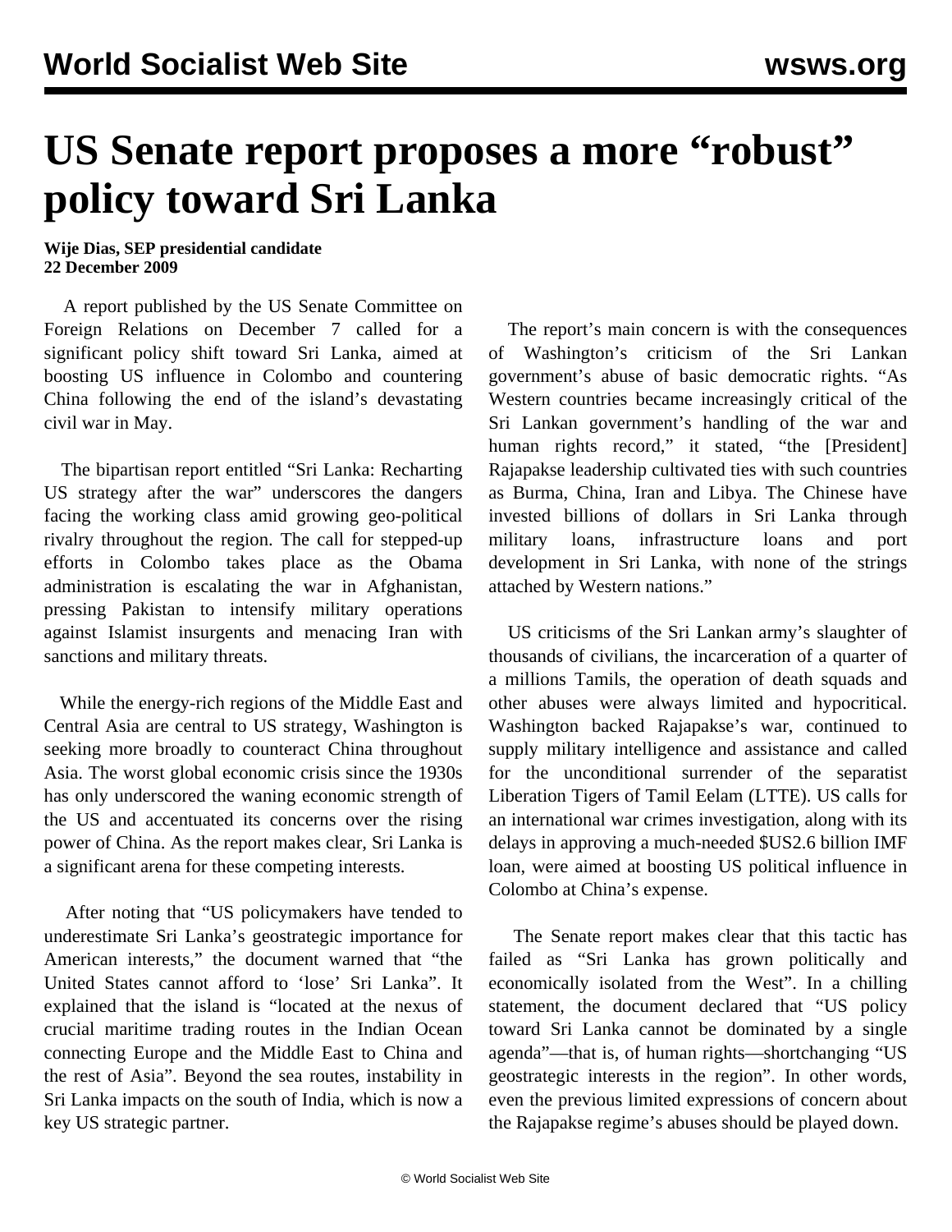# US Senate report proposes a more "robust" policy toward Sri Lanka

**Wije Dias, SEP presidential candidate**
**22 December 2009**

A report published by the US Senate Committee on Foreign Relations on December 7 called for a significant policy shift toward Sri Lanka, aimed at boosting US influence in Colombo and countering China following the end of the island's devastating civil war in May.

The bipartisan report entitled "Sri Lanka: Recharting US strategy after the war" underscores the dangers facing the working class amid growing geo-political rivalry throughout the region. The call for stepped-up efforts in Colombo takes place as the Obama administration is escalating the war in Afghanistan, pressing Pakistan to intensify military operations against Islamist insurgents and menacing Iran with sanctions and military threats.

While the energy-rich regions of the Middle East and Central Asia are central to US strategy, Washington is seeking more broadly to counteract China throughout Asia. The worst global economic crisis since the 1930s has only underscored the waning economic strength of the US and accentuated its concerns over the rising power of China. As the report makes clear, Sri Lanka is a significant arena for these competing interests.

After noting that "US policymakers have tended to underestimate Sri Lanka's geostrategic importance for American interests," the document warned that "the United States cannot afford to 'lose' Sri Lanka". It explained that the island is "located at the nexus of crucial maritime trading routes in the Indian Ocean connecting Europe and the Middle East to China and the rest of Asia". Beyond the sea routes, instability in Sri Lanka impacts on the south of India, which is now a key US strategic partner.

The report's main concern is with the consequences of Washington's criticism of the Sri Lankan government's abuse of basic democratic rights. "As Western countries became increasingly critical of the Sri Lankan government's handling of the war and human rights record," it stated, "the [President] Rajapakse leadership cultivated ties with such countries as Burma, China, Iran and Libya. The Chinese have invested billions of dollars in Sri Lanka through military loans, infrastructure loans and port development in Sri Lanka, with none of the strings attached by Western nations."

US criticisms of the Sri Lankan army's slaughter of thousands of civilians, the incarceration of a quarter of a millions Tamils, the operation of death squads and other abuses were always limited and hypocritical. Washington backed Rajapakse's war, continued to supply military intelligence and assistance and called for the unconditional surrender of the separatist Liberation Tigers of Tamil Eelam (LTTE). US calls for an international war crimes investigation, along with its delays in approving a much-needed $US2.6 billion IMF loan, were aimed at boosting US political influence in Colombo at China's expense.

The Senate report makes clear that this tactic has failed as "Sri Lanka has grown politically and economically isolated from the West". In a chilling statement, the document declared that "US policy toward Sri Lanka cannot be dominated by a single agenda"—that is, of human rights—shortchanging "US geostrategic interests in the region". In other words, even the previous limited expressions of concern about the Rajapakse regime's abuses should be played down.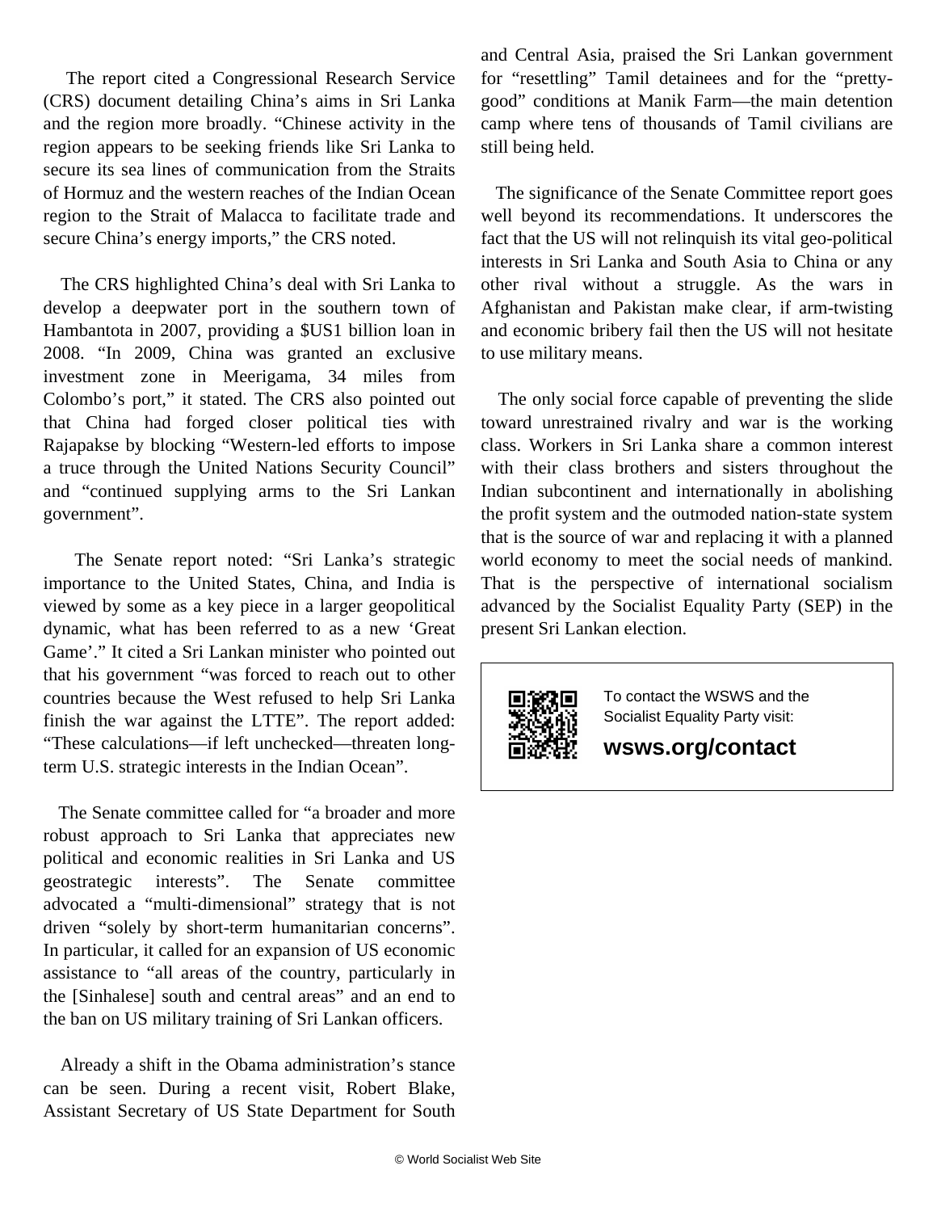The report cited a Congressional Research Service (CRS) document detailing China's aims in Sri Lanka and the region more broadly. "Chinese activity in the region appears to be seeking friends like Sri Lanka to secure its sea lines of communication from the Straits of Hormuz and the western reaches of the Indian Ocean region to the Strait of Malacca to facilitate trade and secure China's energy imports," the CRS noted.

The CRS highlighted China's deal with Sri Lanka to develop a deepwater port in the southern town of Hambantota in 2007, providing a $US1 billion loan in 2008. "In 2009, China was granted an exclusive investment zone in Meerigama, 34 miles from Colombo's port," it stated. The CRS also pointed out that China had forged closer political ties with Rajapakse by blocking "Western-led efforts to impose a truce through the United Nations Security Council" and "continued supplying arms to the Sri Lankan government".

The Senate report noted: "Sri Lanka's strategic importance to the United States, China, and India is viewed by some as a key piece in a larger geopolitical dynamic, what has been referred to as a new 'Great Game'." It cited a Sri Lankan minister who pointed out that his government "was forced to reach out to other countries because the West refused to help Sri Lanka finish the war against the LTTE". The report added: "These calculations—if left unchecked—threaten long-term U.S. strategic interests in the Indian Ocean".

The Senate committee called for "a broader and more robust approach to Sri Lanka that appreciates new political and economic realities in Sri Lanka and US geostrategic interests". The Senate committee advocated a "multi-dimensional" strategy that is not driven "solely by short-term humanitarian concerns". In particular, it called for an expansion of US economic assistance to "all areas of the country, particularly in the [Sinhalese] south and central areas" and an end to the ban on US military training of Sri Lankan officers.

Already a shift in the Obama administration's stance can be seen. During a recent visit, Robert Blake, Assistant Secretary of US State Department for South and Central Asia, praised the Sri Lankan government for "resettling" Tamil detainees and for the "pretty-good" conditions at Manik Farm—the main detention camp where tens of thousands of Tamil civilians are still being held.

The significance of the Senate Committee report goes well beyond its recommendations. It underscores the fact that the US will not relinquish its vital geo-political interests in Sri Lanka and South Asia to China or any other rival without a struggle. As the wars in Afghanistan and Pakistan make clear, if arm-twisting and economic bribery fail then the US will not hesitate to use military means.

The only social force capable of preventing the slide toward unrestrained rivalry and war is the working class. Workers in Sri Lanka share a common interest with their class brothers and sisters throughout the Indian subcontinent and internationally in abolishing the profit system and the outmoded nation-state system that is the source of war and replacing it with a planned world economy to meet the social needs of mankind. That is the perspective of international socialism advanced by the Socialist Equality Party (SEP) in the present Sri Lankan election.

To contact the WSWS and the Socialist Equality Party visit:

**wsws.org/contact**